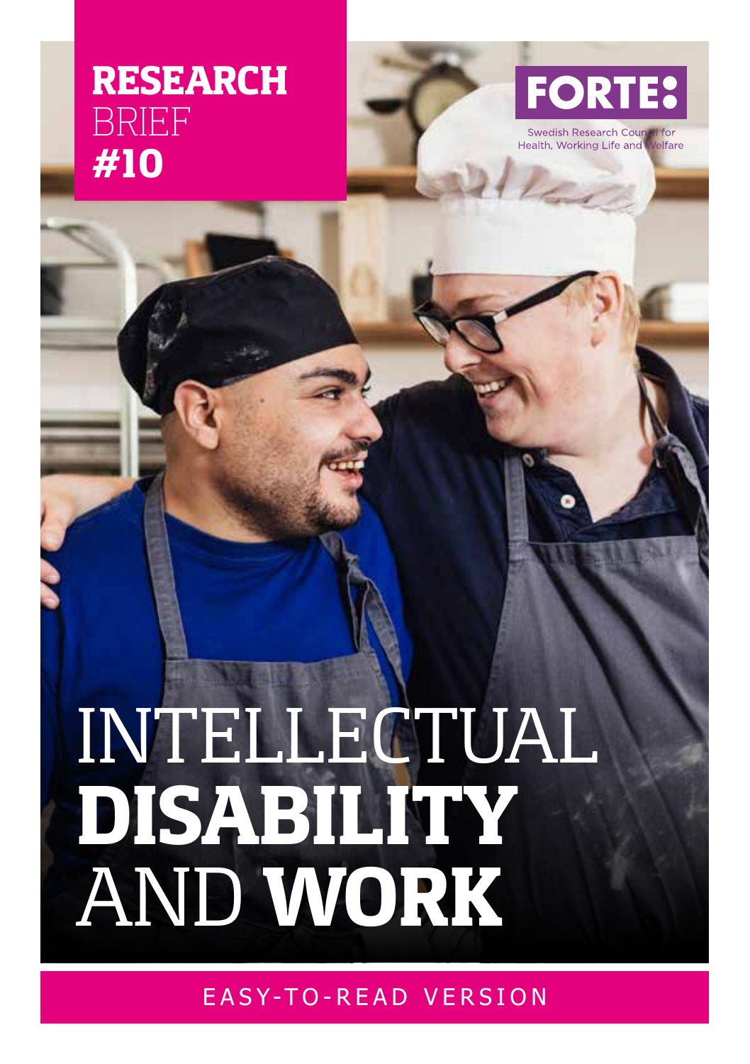RESEARCH BRIEF #10

FORTE: Swedish Research Council for Health, Working Life and Welfare

# INTELLECTUAL DISABILITY AND WORK

EASY-TO-READ VERSION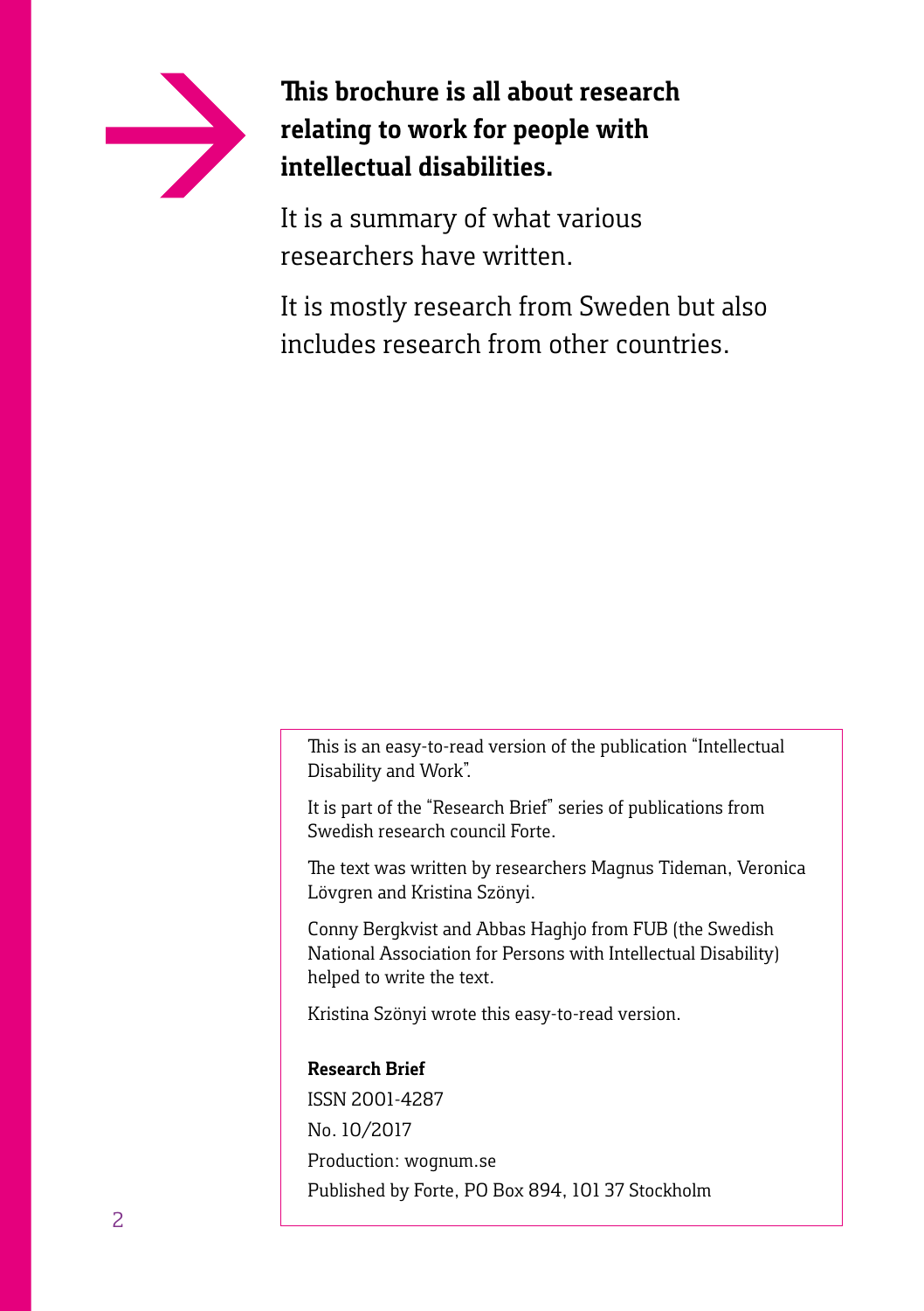**This brochure is all about research relating to work for people with intellectual disabilities.**

It is a summary of what various researchers have written.

It is mostly research from Sweden but also includes research from other countries.

This is an easy-to-read version of the publication "Intellectual Disability and Work".

It is part of the "Research Brief" series of publications from Swedish research council Forte.

The text was written by researchers Magnus Tideman, Veronica Lövgren and Kristina Szönyi.

Conny Bergkvist and Abbas Haghjo from FUB (the Swedish National Association for Persons with Intellectual Disability) helped to write the text.

Kristina Szönyi wrote this easy-to-read version.

**Research Brief**

ISSN 2001-4287

No. 10/2017

Production: wognum.se

Published by Forte, PO Box 894, 101 37 Stockholm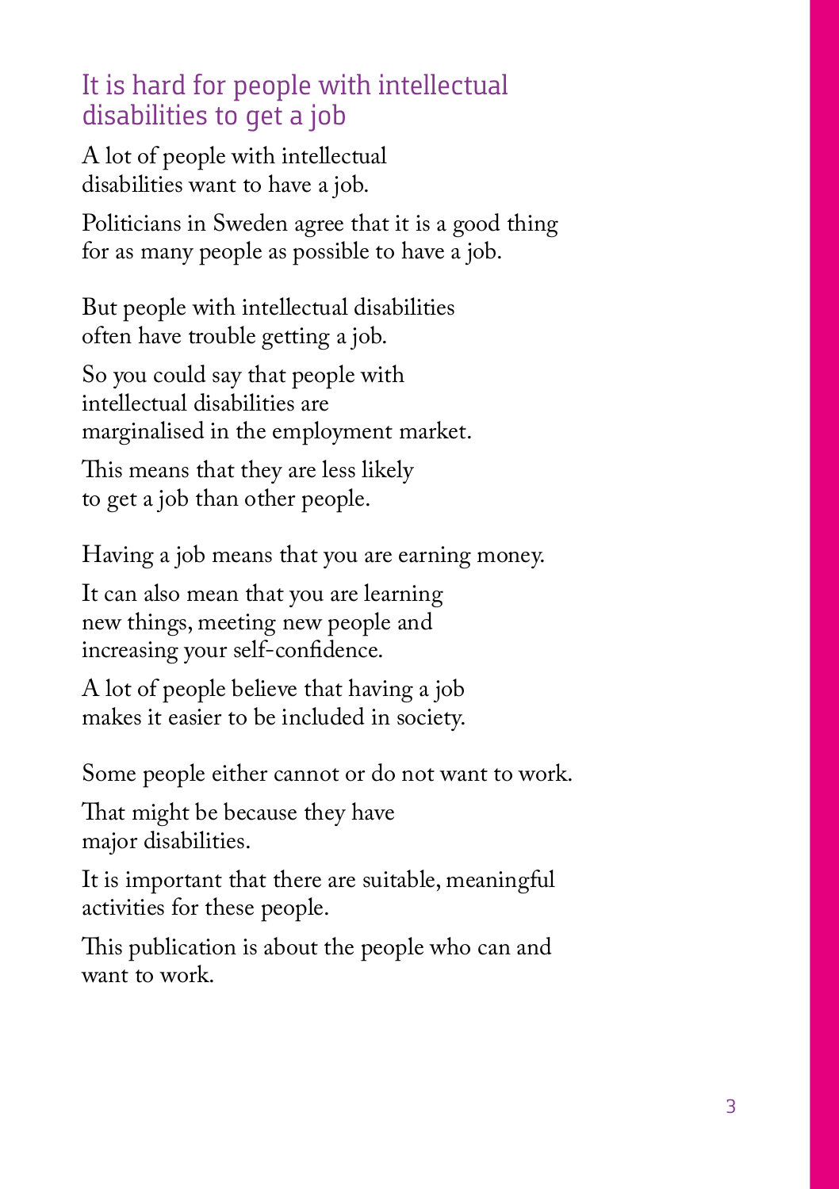## It is hard for people with intellectual disabilities to get a job

A lot of people with intellectual disabilities want to have a job.

Politicians in Sweden agree that it is a good thing for as many people as possible to have a job.

But people with intellectual disabilities often have trouble getting a job.

So you could say that people with intellectual disabilities are marginalised in the employment market.

This means that they are less likely to get a job than other people.

Having a job means that you are earning money.

It can also mean that you are learning new things, meeting new people and increasing your self-confidence.

A lot of people believe that having a job makes it easier to be included in society.

Some people either cannot or do not want to work.

That might be because they have major disabilities.

It is important that there are suitable, meaningful activities for these people.

This publication is about the people who can and want to work.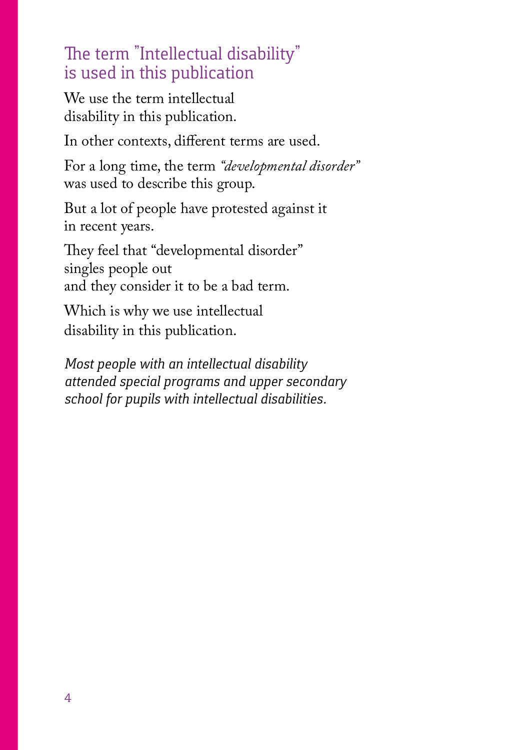## The term "Intellectual disability" is used in this publication

We use the term intellectual disability in this publication.

In other contexts, different terms are used.

For a long time, the term *"developmental disorder"* was used to describe this group.

But a lot of people have protested against it in recent years.

They feel that "developmental disorder" singles people out and they consider it to be a bad term.

Which is why we use intellectual disability in this publication.

*Most people with an intellectual disability attended special programs and upper secondary school for pupils with intellectual disabilities.*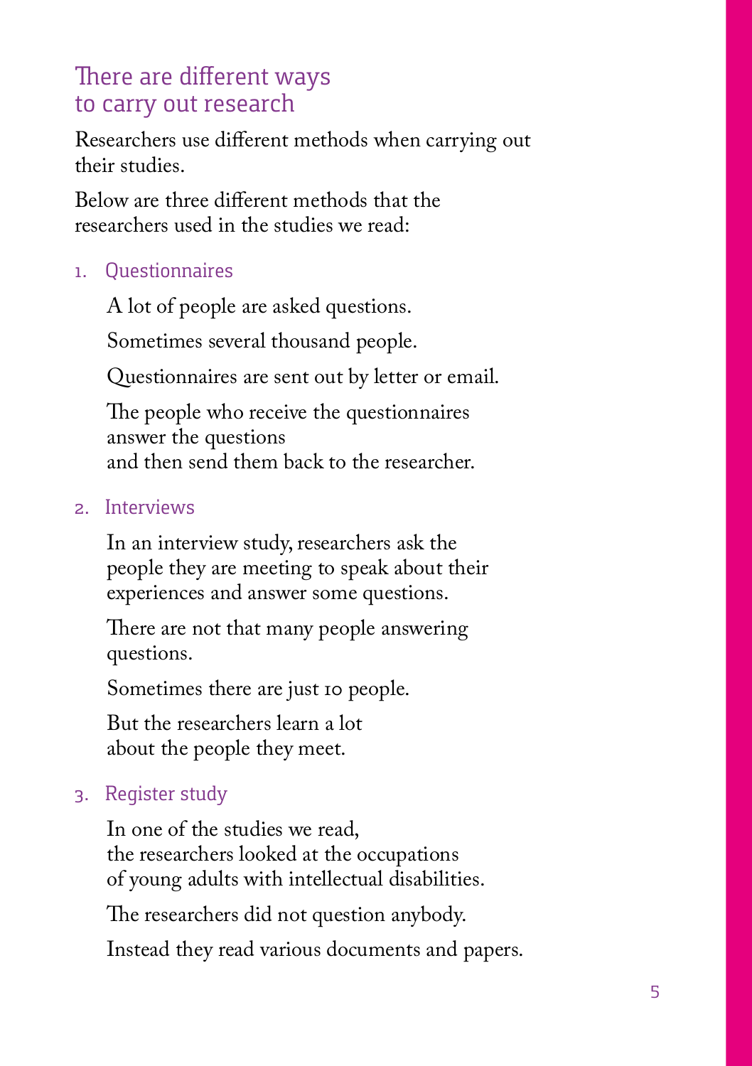## There are different ways to carry out research

Researchers use different methods when carrying out their studies.

Below are three different methods that the researchers used in the studies we read:

### 1. Questionnaires

A lot of people are asked questions.

Sometimes several thousand people.

Questionnaires are sent out by letter or email.

The people who receive the questionnaires answer the questions and then send them back to the researcher.

### 2. Interviews

In an interview study, researchers ask the people they are meeting to speak about their experiences and answer some questions.

There are not that many people answering questions.

Sometimes there are just 10 people.

But the researchers learn a lot about the people they meet.

### 3. Register study

In one of the studies we read, the researchers looked at the occupations of young adults with intellectual disabilities.

The researchers did not question anybody.

Instead they read various documents and papers.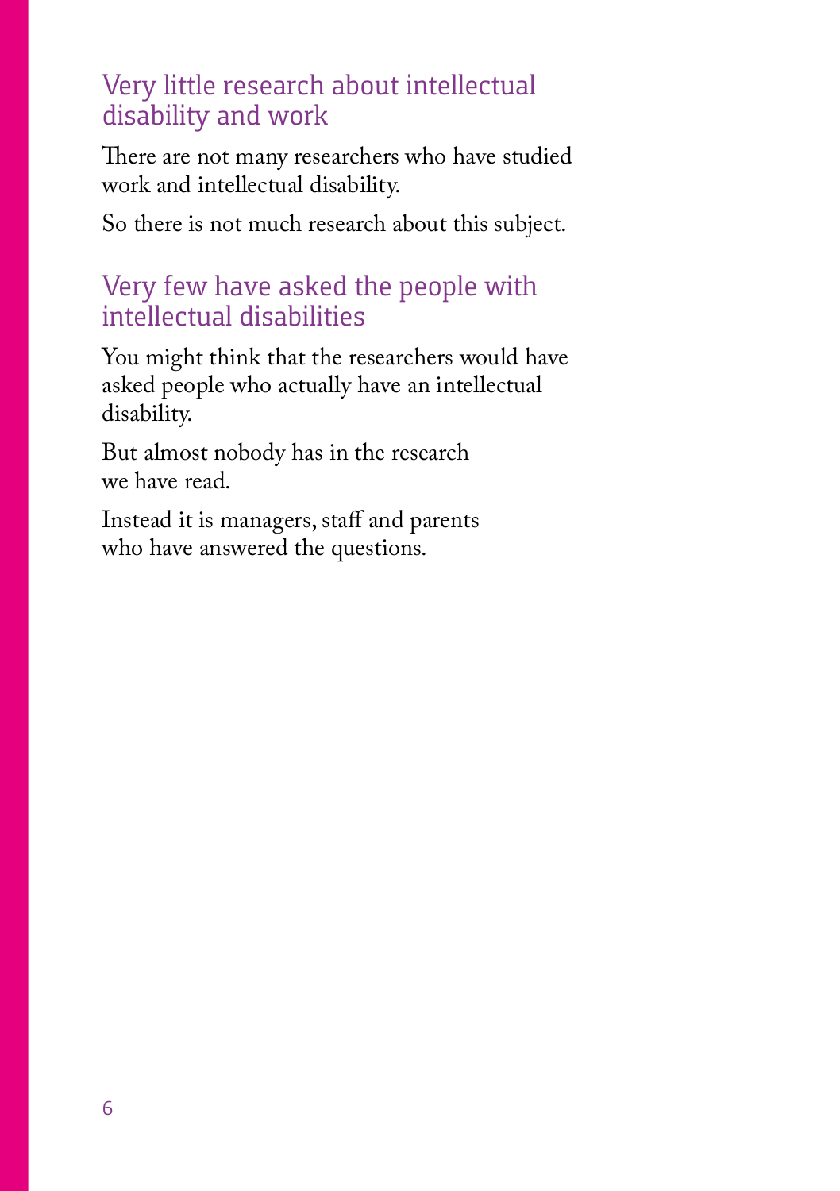## Very little research about intellectual disability and work

There are not many researchers who have studied work and intellectual disability.

So there is not much research about this subject.

## Very few have asked the people with intellectual disabilities

You might think that the researchers would have asked people who actually have an intellectual disability.

But almost nobody has in the research we have read.

Instead it is managers, staff and parents who have answered the questions.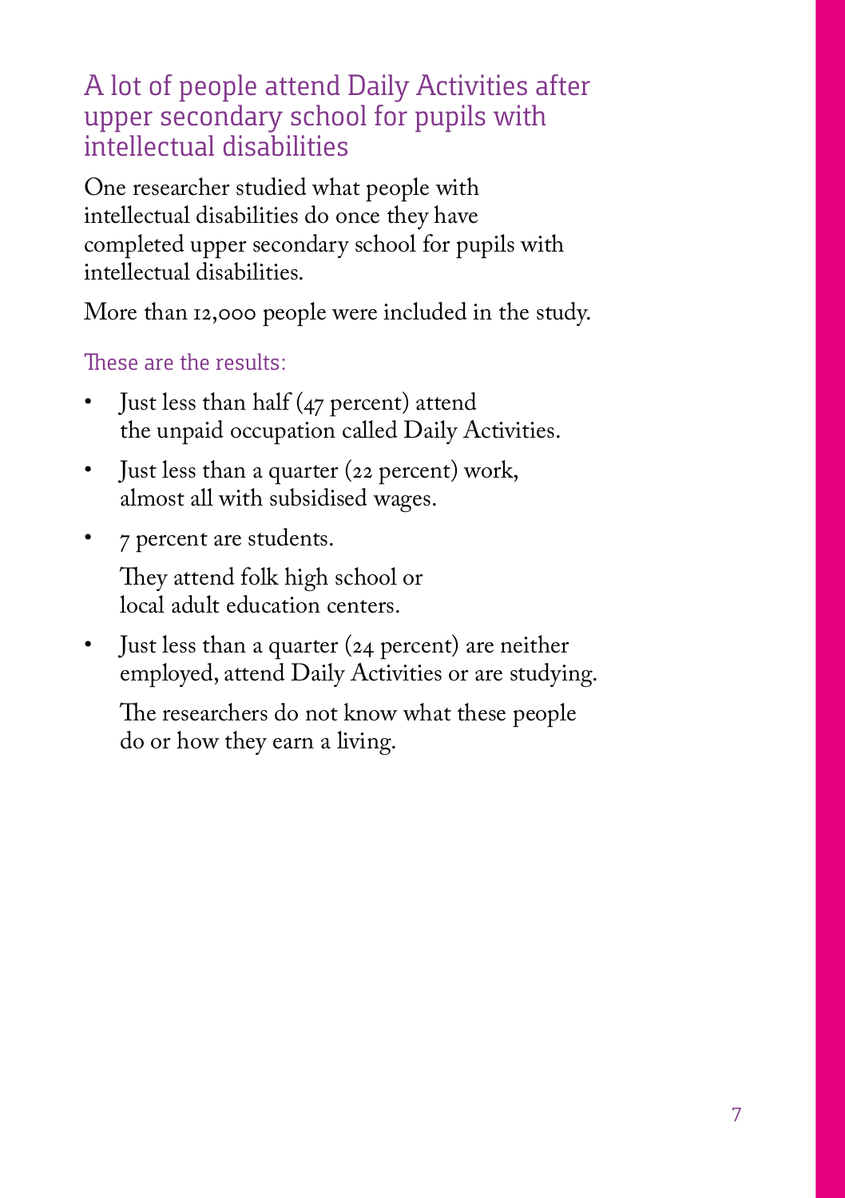## A lot of people attend Daily Activities after upper secondary school for pupils with intellectual disabilities

One researcher studied what people with intellectual disabilities do once they have completed upper secondary school for pupils with intellectual disabilities.

More than 12,000 people were included in the study.

### These are the results:

- Just less than half (47 percent) attend the unpaid occupation called Daily Activities.
- Just less than a quarter (22 percent) work, almost all with subsidised wages.
- 7 percent are students.

  They attend folk high school or local adult education centers.
- Just less than a quarter (24 percent) are neither employed, attend Daily Activities or are studying.

  The researchers do not know what these people do or how they earn a living.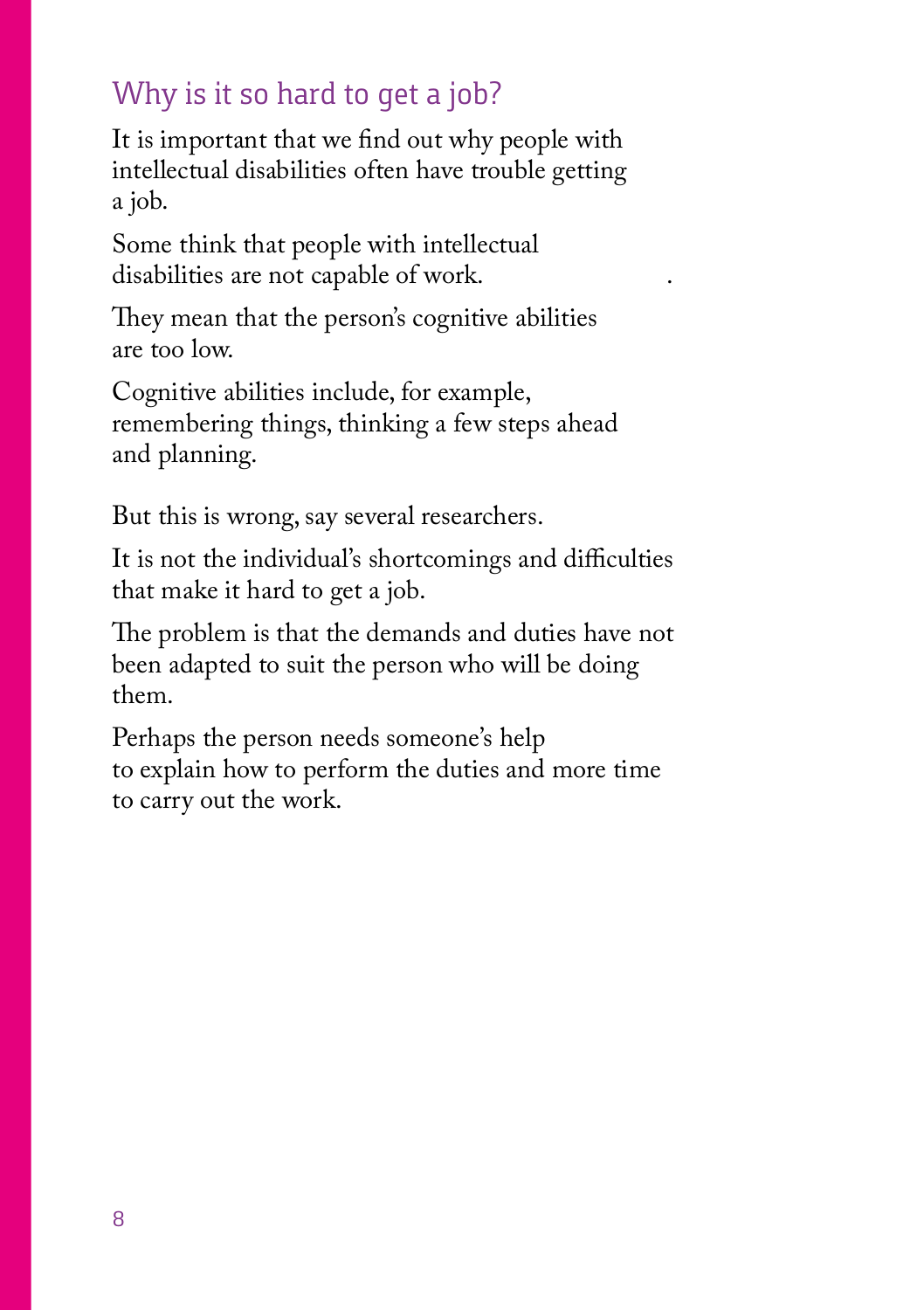## Why is it so hard to get a job?

It is important that we find out why people with intellectual disabilities often have trouble getting a job.

Some think that people with intellectual disabilities are not capable of work.

They mean that the person's cognitive abilities are too low.

Cognitive abilities include, for example, remembering things, thinking a few steps ahead and planning.

But this is wrong, say several researchers.

It is not the individual's shortcomings and difficulties that make it hard to get a job.

The problem is that the demands and duties have not been adapted to suit the person who will be doing them.

Perhaps the person needs someone's help to explain how to perform the duties and more time to carry out the work.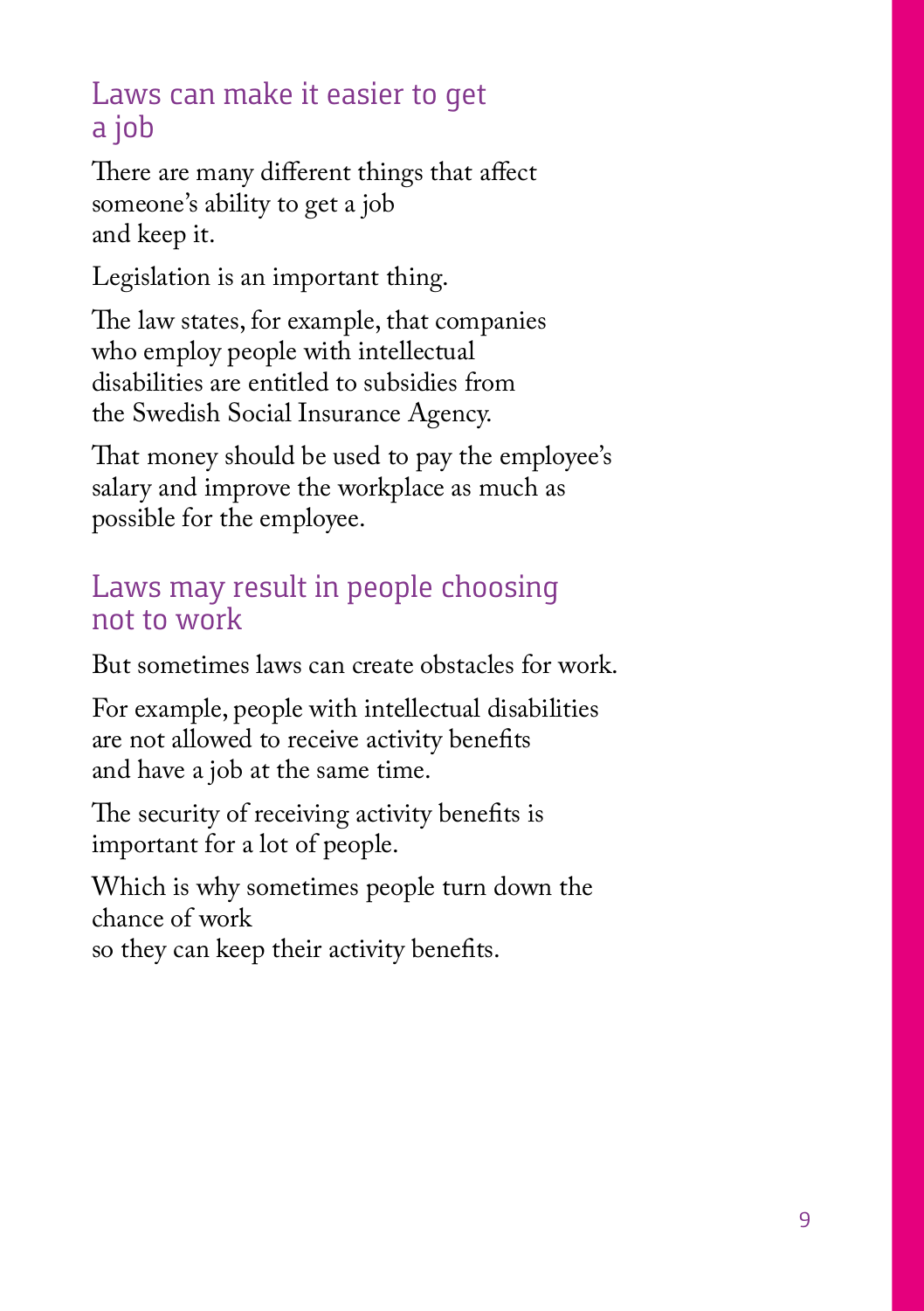## Laws can make it easier to get a job

There are many different things that affect someone's ability to get a job and keep it.

Legislation is an important thing.

The law states, for example, that companies who employ people with intellectual disabilities are entitled to subsidies from the Swedish Social Insurance Agency.

That money should be used to pay the employee's salary and improve the workplace as much as possible for the employee.

## Laws may result in people choosing not to work

But sometimes laws can create obstacles for work.

For example, people with intellectual disabilities are not allowed to receive activity benefits and have a job at the same time.

The security of receiving activity benefits is important for a lot of people.

Which is why sometimes people turn down the chance of work
so they can keep their activity benefits.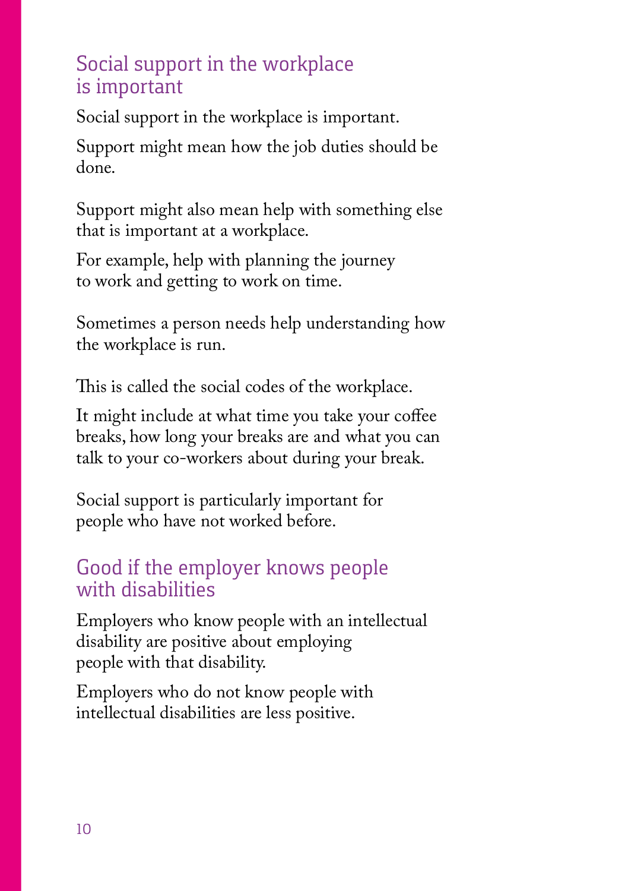## Social support in the workplace is important

Social support in the workplace is important.

Support might mean how the job duties should be done.

Support might also mean help with something else that is important at a workplace.

For example, help with planning the journey to work and getting to work on time.

Sometimes a person needs help understanding how the workplace is run.

This is called the social codes of the workplace.

It might include at what time you take your coffee breaks, how long your breaks are and what you can talk to your co-workers about during your break.

Social support is particularly important for people who have not worked before.

## Good if the employer knows people with disabilities

Employers who know people with an intellectual disability are positive about employing people with that disability.

Employers who do not know people with intellectual disabilities are less positive.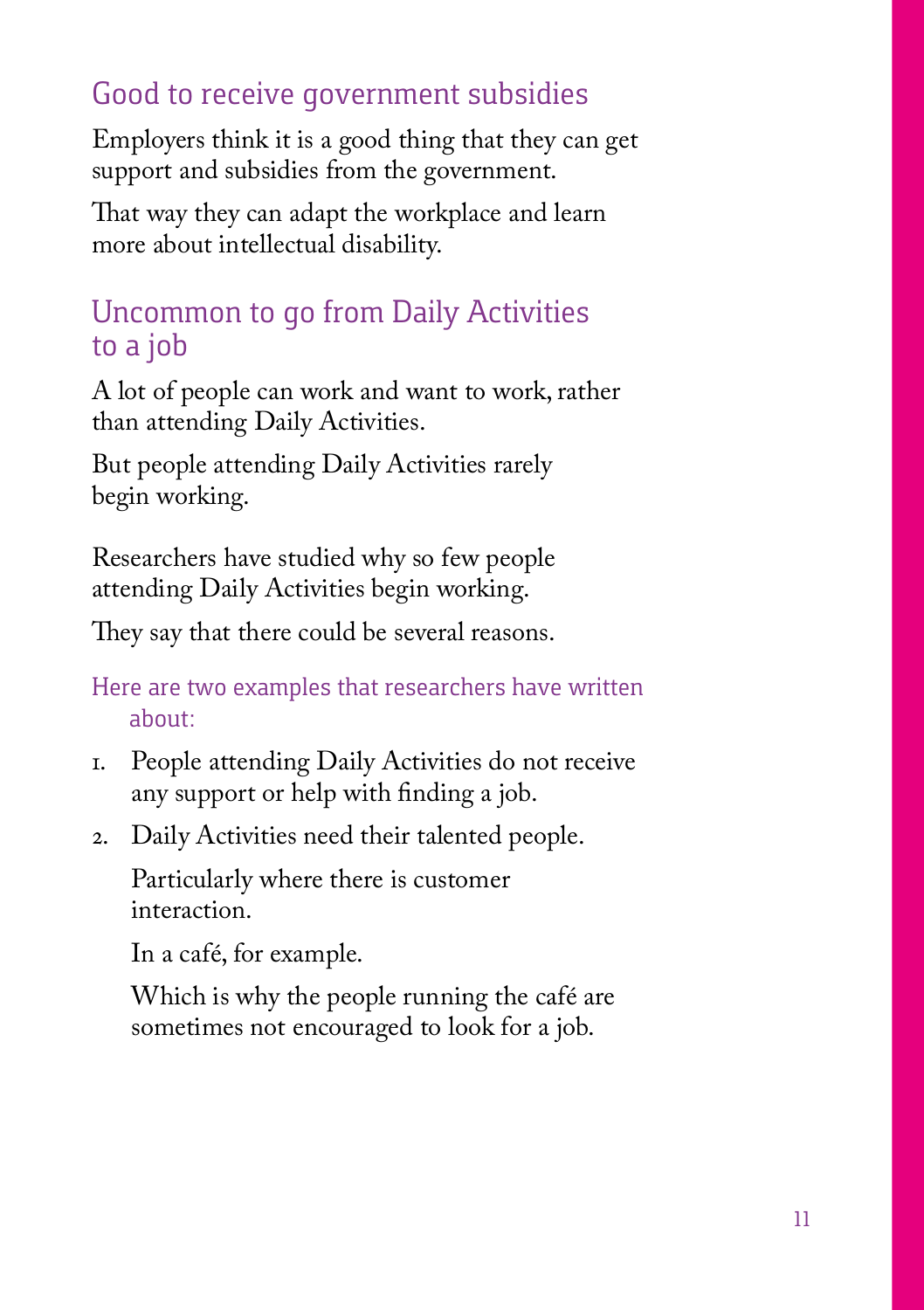## Good to receive government subsidies

Employers think it is a good thing that they can get support and subsidies from the government.

That way they can adapt the workplace and learn more about intellectual disability.

## Uncommon to go from Daily Activities to a job

A lot of people can work and want to work, rather than attending Daily Activities.

But people attending Daily Activities rarely begin working.

Researchers have studied why so few people attending Daily Activities begin working.

They say that there could be several reasons.

Here are two examples that researchers have written about:

1. People attending Daily Activities do not receive any support or help with finding a job.
2. Daily Activities need their talented people.

   Particularly where there is customer interaction.

   In a café, for example.

   Which is why the people running the café are sometimes not encouraged to look for a job.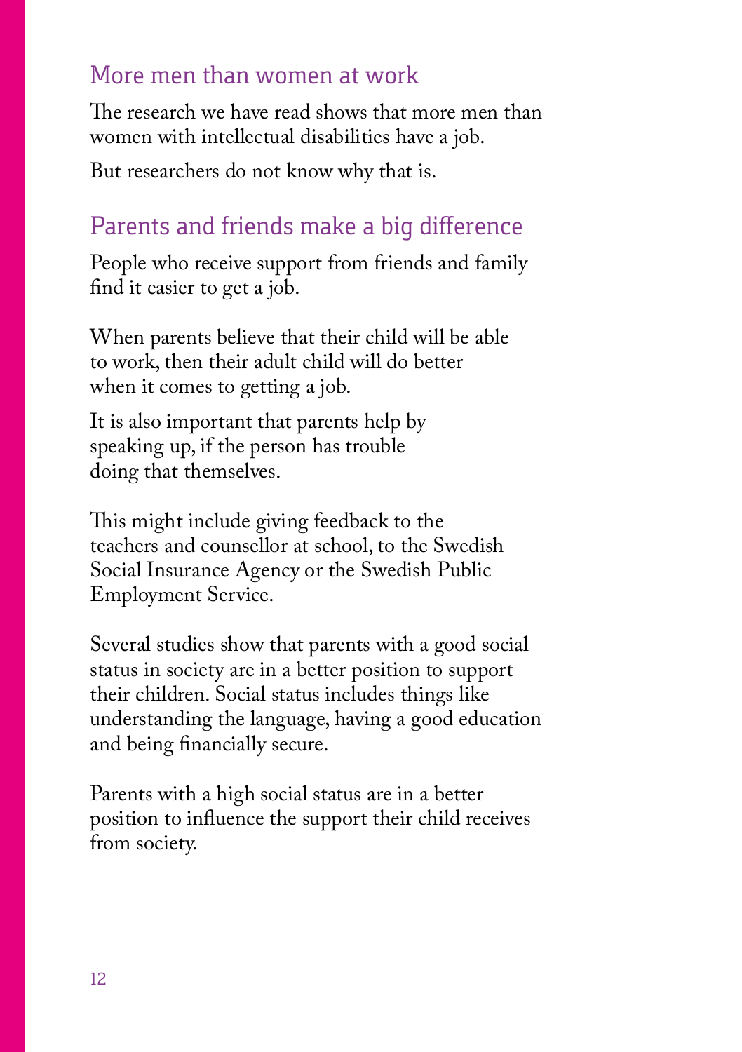## More men than women at work

The research we have read shows that more men than women with intellectual disabilities have a job.

But researchers do not know why that is.

## Parents and friends make a big difference

People who receive support from friends and family find it easier to get a job.

When parents believe that their child will be able to work, then their adult child will do better when it comes to getting a job.

It is also important that parents help by speaking up, if the person has trouble doing that themselves.

This might include giving feedback to the teachers and counsellor at school, to the Swedish Social Insurance Agency or the Swedish Public Employment Service.

Several studies show that parents with a good social status in society are in a better position to support their children. Social status includes things like understanding the language, having a good education and being financially secure.

Parents with a high social status are in a better position to influence the support their child receives from society.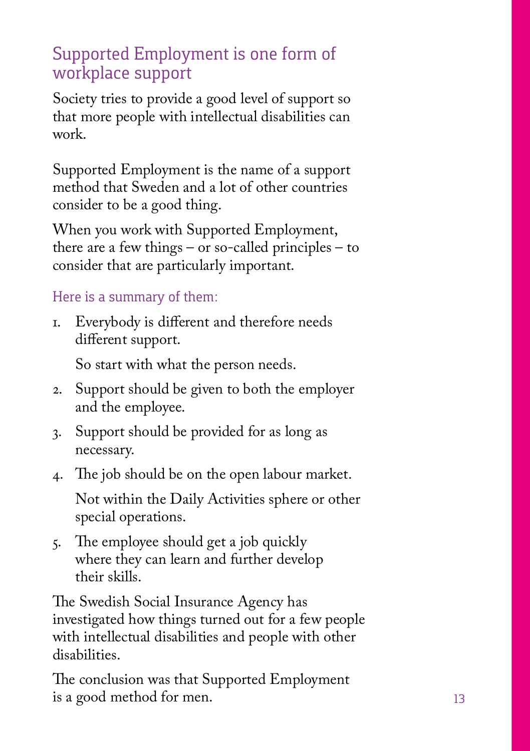## Supported Employment is one form of workplace support

Society tries to provide a good level of support so that more people with intellectual disabilities can work.

Supported Employment is the name of a support method that Sweden and a lot of other countries consider to be a good thing.

When you work with Supported Employment, there are a few things – or so-called principles – to consider that are particularly important.

### Here is a summary of them:

1. Everybody is different and therefore needs different support.

   So start with what the person needs.

2. Support should be given to both the employer and the employee.
3. Support should be provided for as long as necessary.
4. The job should be on the open labour market.

   Not within the Daily Activities sphere or other special operations.

5. The employee should get a job quickly where they can learn and further develop their skills.

The Swedish Social Insurance Agency has investigated how things turned out for a few people with intellectual disabilities and people with other disabilities.

The conclusion was that Supported Employment is a good method for men.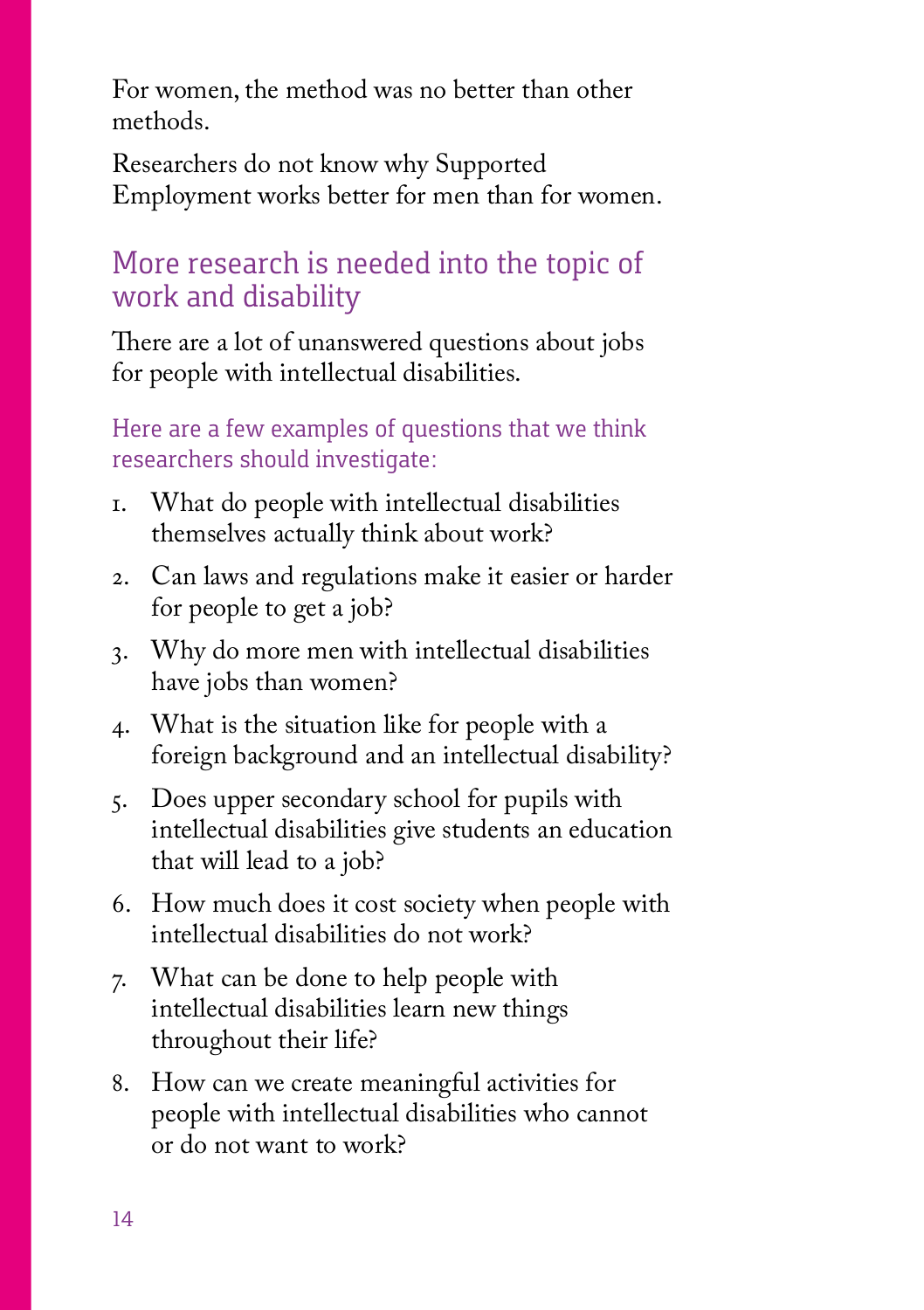For women, the method was no better than other methods.

Researchers do not know why Supported Employment works better for men than for women.

## More research is needed into the topic of work and disability

There are a lot of unanswered questions about jobs for people with intellectual disabilities.

### Here are a few examples of questions that we think researchers should investigate:

1. What do people with intellectual disabilities themselves actually think about work?
2. Can laws and regulations make it easier or harder for people to get a job?
3. Why do more men with intellectual disabilities have jobs than women?
4. What is the situation like for people with a foreign background and an intellectual disability?
5. Does upper secondary school for pupils with intellectual disabilities give students an education that will lead to a job?
6. How much does it cost society when people with intellectual disabilities do not work?
7. What can be done to help people with intellectual disabilities learn new things throughout their life?
8. How can we create meaningful activities for people with intellectual disabilities who cannot or do not want to work?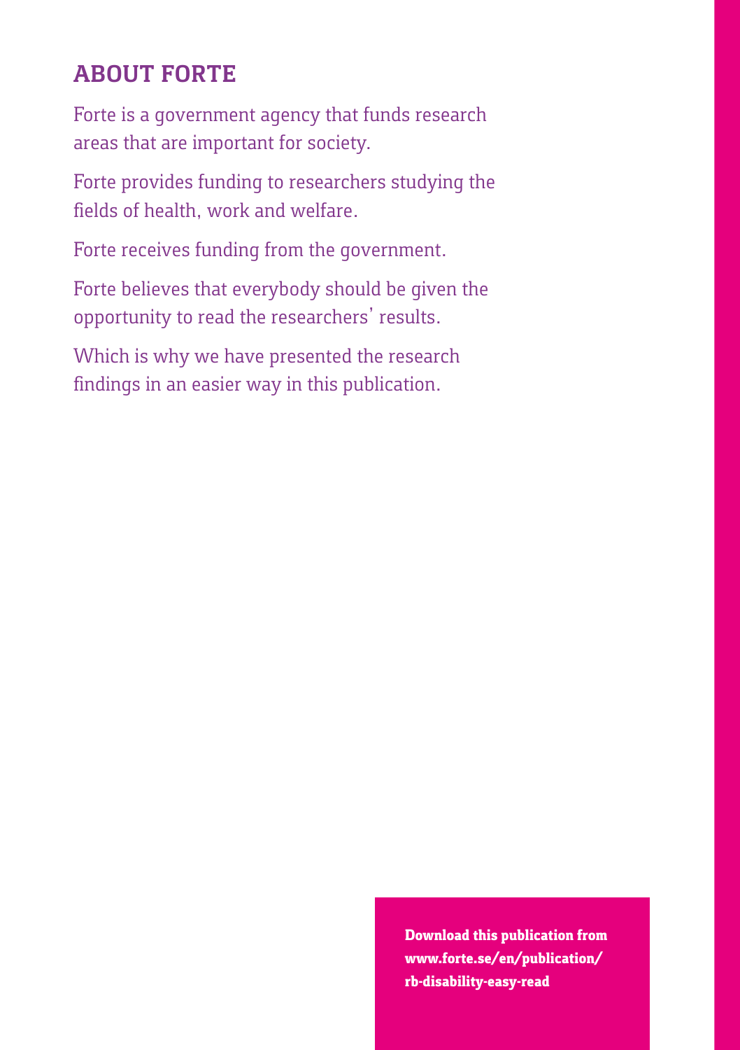## ABOUT FORTE

Forte is a government agency that funds research areas that are important for society.

Forte provides funding to researchers studying the fields of health, work and welfare.

Forte receives funding from the government.

Forte believes that everybody should be given the opportunity to read the researchers' results.

Which is why we have presented the research findings in an easier way in this publication.

**Download this publication from www.forte.se/en/publication/rb-disability-easy-read**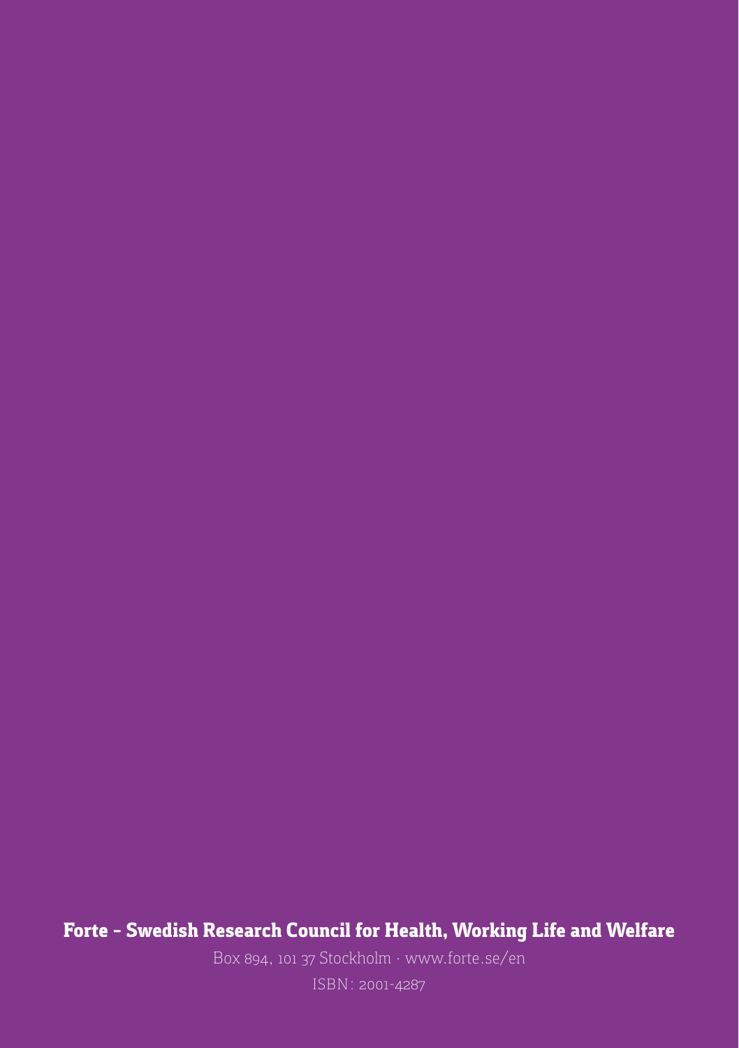**Forte – Swedish Research Council for Health, Working Life and Welfare**

Box 894, 101 37 Stockholm · www.forte.se/en

ISBN: 2001-4287